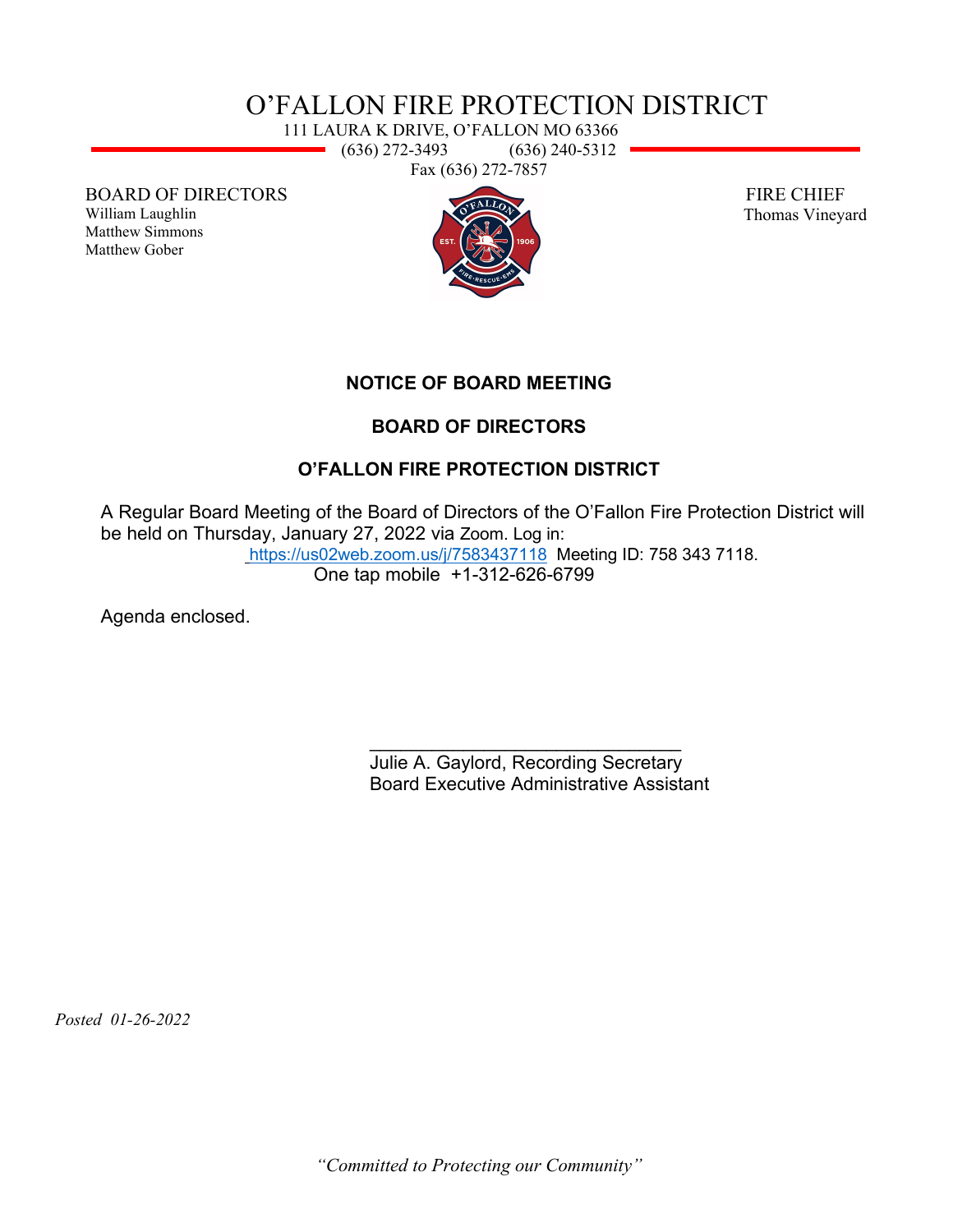# O'FALLON FIRE PROTECTION DISTRICT

111 LAURA K DRIVE, O'FALLON MO 63366
(636) 272-3493 (636) 240-5312
Fax (636) 272-7857

BOARD OF DIRECTORS
William Laughlin
Matthew Simmons
Matthew Gober

FIRE CHIEF
Thomas Vineyard

## NOTICE OF BOARD MEETING

## BOARD OF DIRECTORS

## O'FALLON FIRE PROTECTION DISTRICT

A Regular Board Meeting of the Board of Directors of the O'Fallon Fire Protection District will be held on Thursday, January 27, 2022 via Zoom. Log in:
https://us02web.zoom.us/j/7583437118 Meeting ID: 758 343 7118.
One tap mobile +1-312-626-6799

Agenda enclosed.

_______________________________
Julie A. Gaylord, Recording Secretary
Board Executive Administrative Assistant

*Posted 01-26-2022*

*"Committed to Protecting our Community"*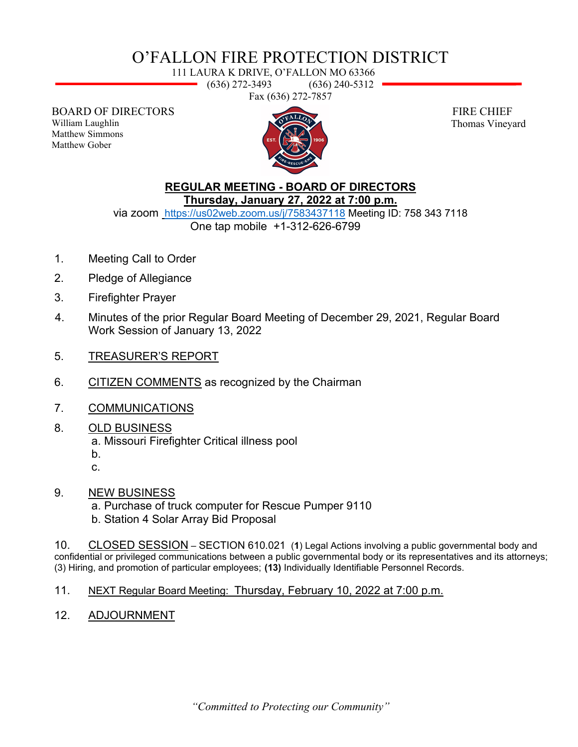# O'FALLON FIRE PROTECTION DISTRICT

111 LAURA K DRIVE, O'FALLON MO 63366
(636) 272-3493 (636) 240-5312
Fax (636) 272-7857

BOARD OF DIRECTORS
William Laughlin
Matthew Simmons
Matthew Gober

FIRE CHIEF
Thomas Vineyard

## REGULAR MEETING - BOARD OF DIRECTORS

**Thursday, January 27, 2022 at 7:00 p.m.**

via zoom https://us02web.zoom.us/j/7583437118 Meeting ID: 758 343 7118
One tap mobile +1-312-626-6799

1. Meeting Call to Order
2. Pledge of Allegiance
3. Firefighter Prayer
4. Minutes of the prior Regular Board Meeting of December 29, 2021, Regular Board Work Session of January 13, 2022
5. TREASURER'S REPORT
6. CITIZEN COMMENTS as recognized by the Chairman
7. COMMUNICATIONS
8. OLD BUSINESS
   a. Missouri Firefighter Critical illness pool
   b.
   c.
9. NEW BUSINESS
   a. Purchase of truck computer for Rescue Pumper 9110
   b. Station 4 Solar Array Bid Proposal
10. CLOSED SESSION – SECTION 610.021 (**1**) Legal Actions involving a public governmental body and confidential or privileged communications between a public governmental body or its representatives and its attorneys; (3) Hiring, and promotion of particular employees; **(13)** Individually Identifiable Personnel Records.
11. NEXT Regular Board Meeting: Thursday, February 10, 2022 at 7:00 p.m.
12. ADJOURNMENT

*"Committed to Protecting our Community"*